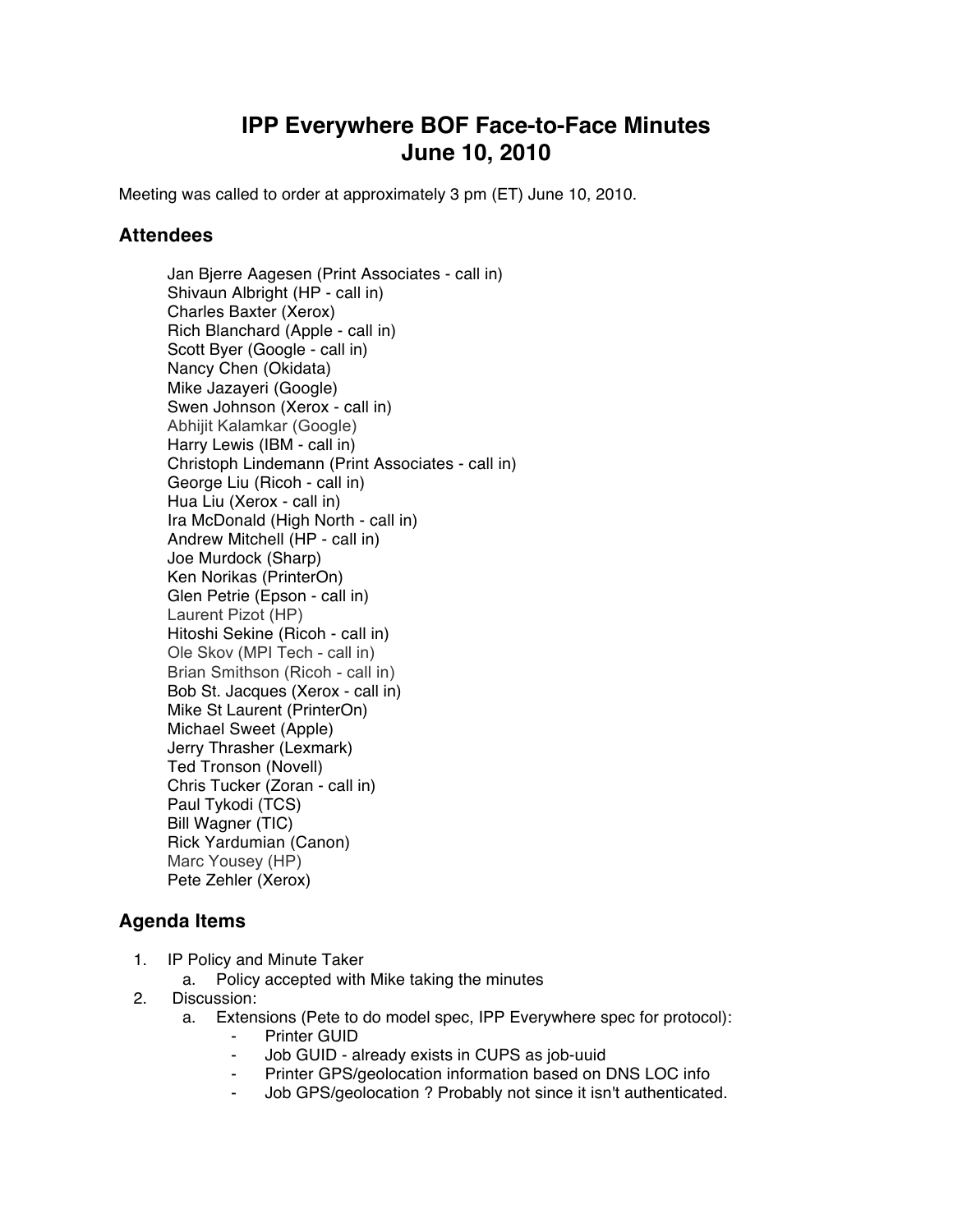# IPP Everywhere BOF Face-to-Face Minutes
# June 10, 2010

Meeting was called to order at approximately 3 pm (ET) June 10, 2010.

## Attendees

Jan Bjerre Aagesen (Print Associates - call in)
Shivaun Albright (HP - call in)
Charles Baxter (Xerox)
Rich Blanchard (Apple - call in)
Scott Byer (Google - call in)
Nancy Chen (Okidata)
Mike Jazayeri (Google)
Swen Johnson (Xerox - call in)
Abhijit Kalamkar (Google)
Harry Lewis (IBM - call in)
Christoph Lindemann (Print Associates - call in)
George Liu (Ricoh - call in)
Hua Liu (Xerox - call in)
Ira McDonald (High North - call in)
Andrew Mitchell (HP - call in)
Joe Murdock (Sharp)
Ken Norikas (PrinterOn)
Glen Petrie (Epson - call in)
Laurent Pizot (HP)
Hitoshi Sekine (Ricoh - call in)
Ole Skov (MPI Tech - call in)
Brian Smithson (Ricoh - call in)
Bob St. Jacques (Xerox - call in)
Mike St Laurent (PrinterOn)
Michael Sweet (Apple)
Jerry Thrasher (Lexmark)
Ted Tronson (Novell)
Chris Tucker (Zoran - call in)
Paul Tykodi (TCS)
Bill Wagner (TIC)
Rick Yardumian (Canon)
Marc Yousey (HP)
Pete Zehler (Xerox)

## Agenda Items

1. IP Policy and Minute Taker
   a. Policy accepted with Mike taking the minutes
2. Discussion:
   a. Extensions (Pete to do model spec, IPP Everywhere spec for protocol):
      - Printer GUID
      - Job GUID - already exists in CUPS as job-uuid
      - Printer GPS/geolocation information based on DNS LOC info
      - Job GPS/geolocation ? Probably not since it isn't authenticated.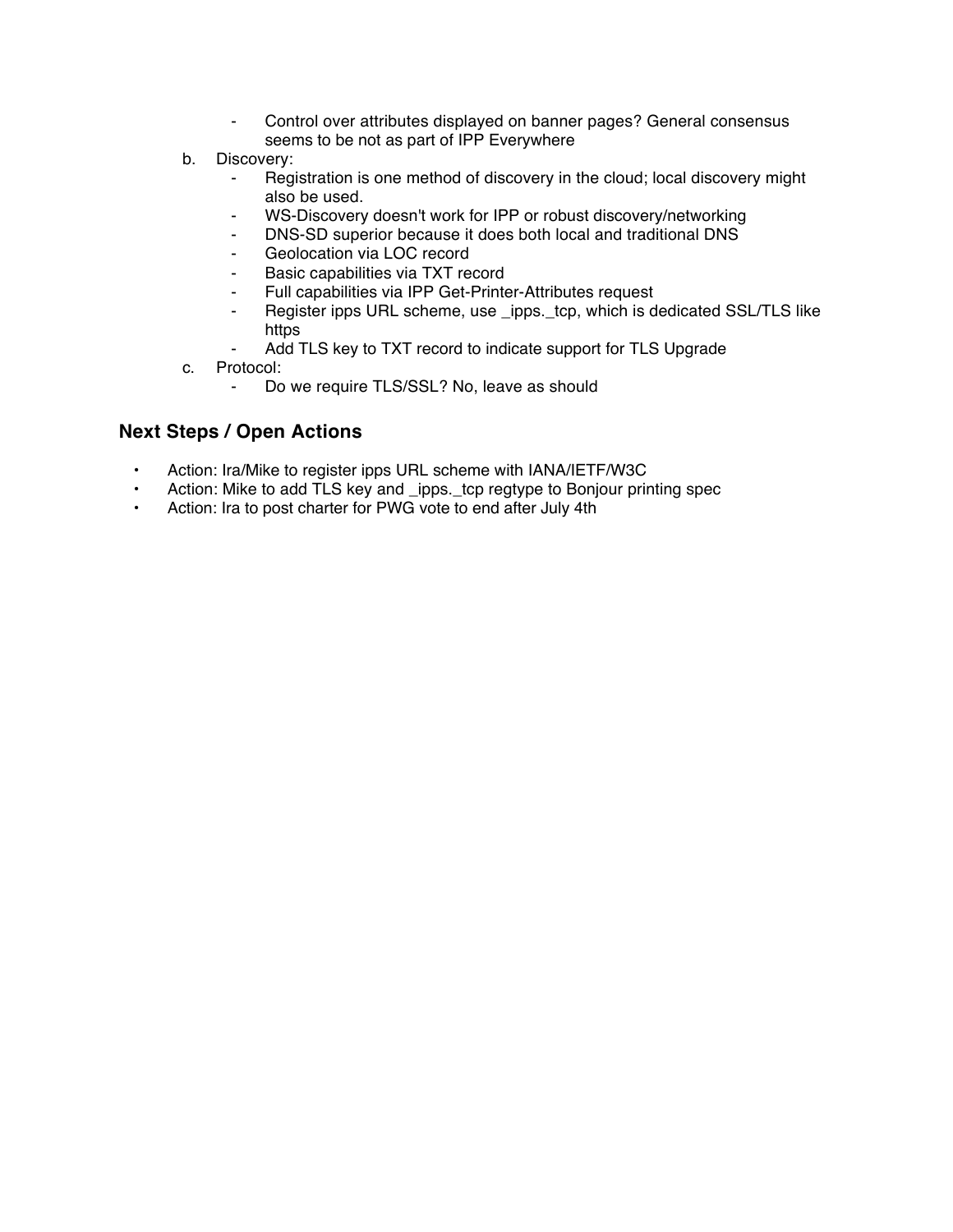- Control over attributes displayed on banner pages? General consensus seems to be not as part of IPP Everywhere

b. Discovery:
   - Registration is one method of discovery in the cloud; local discovery might also be used.
   - WS-Discovery doesn't work for IPP or robust discovery/networking
   - DNS-SD superior because it does both local and traditional DNS
   - Geolocation via LOC record
   - Basic capabilities via TXT record
   - Full capabilities via IPP Get-Printer-Attributes request
   - Register ipps URL scheme, use _ipps._tcp, which is dedicated SSL/TLS like https
   - Add TLS key to TXT record to indicate support for TLS Upgrade

c. Protocol:
   - Do we require TLS/SSL? No, leave as should

## Next Steps / Open Actions

- Action: Ira/Mike to register ipps URL scheme with IANA/IETF/W3C
- Action: Mike to add TLS key and _ipps._tcp regtype to Bonjour printing spec
- Action: Ira to post charter for PWG vote to end after July 4th